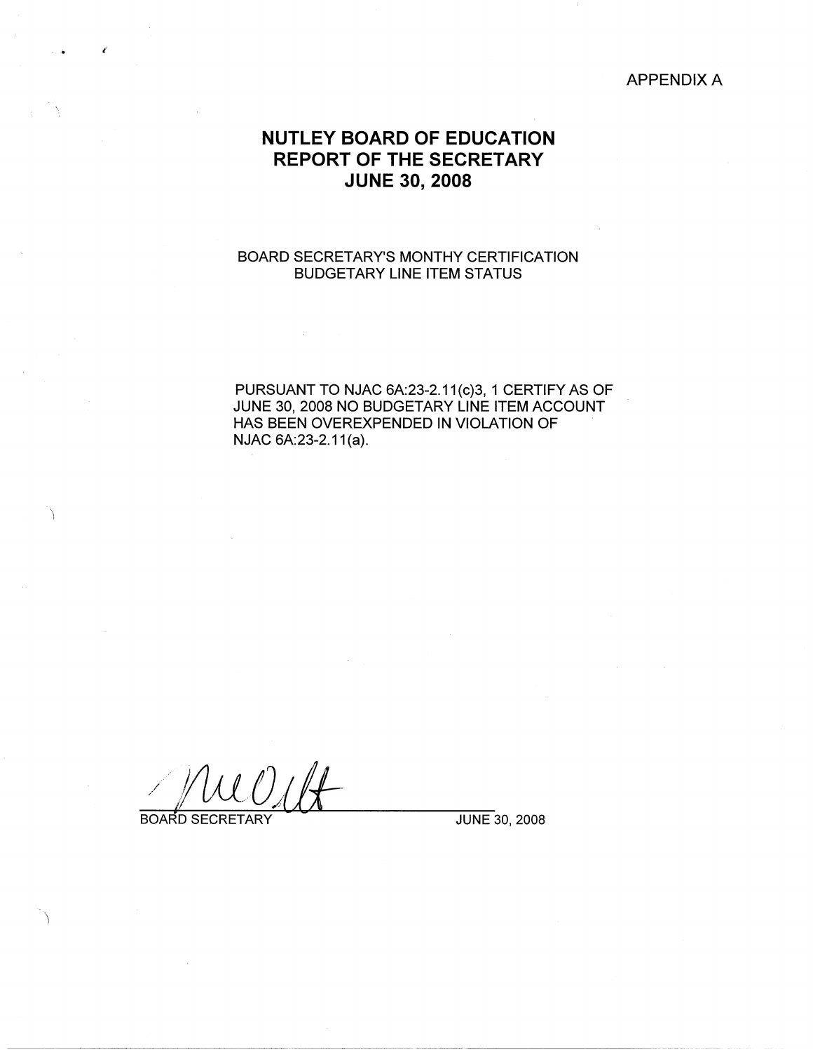APPENDIX A

# NUTLEY BOARD OF EDUCATION
# REPORT OF THE SECRETARY
# JUNE 30, 2008

BOARD SECRETARY'S MONTHY CERTIFICATION
BUDGETARY LINE ITEM STATUS

PURSUANT TO NJAC 6A:23-2.11(c)3, 1 CERTIFY AS OF JUNE 30, 2008 NO BUDGETARY LINE ITEM ACCOUNT HAS BEEN OVEREXPENDED IN VIOLATION OF NJAC 6A:23-2.11(a).

BOARD SECRETARY JUNE 30, 2008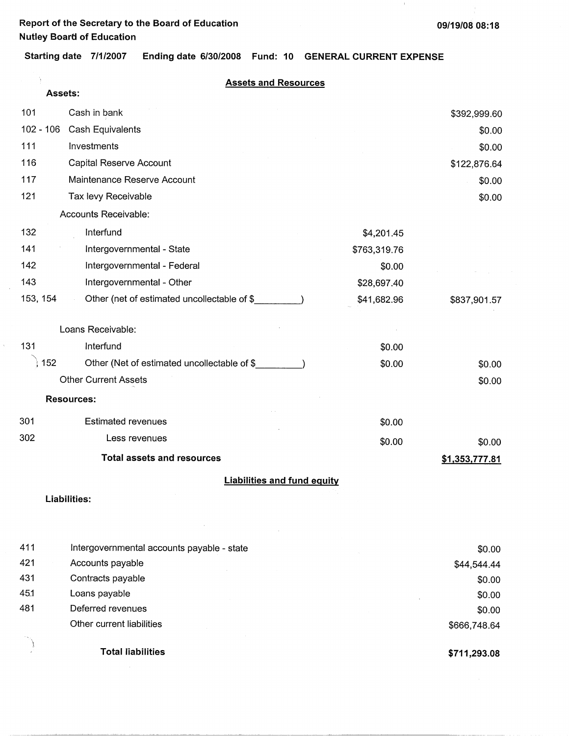Report of the Secretary to the Board of Education
Nutley Board of Education

09/19/08 08:18

**Starting date 7/1/2007 Ending date 6/30/2008 Fund: 10 GENERAL CURRENT EXPENSE**

## Assets and Resources

| Code | Description | | |
|---|---|---|---|
| | **Assets:** | | |
| 101 | Cash in bank | | $392,999.60 |
| 102 - 106 | Cash Equivalents | | $0.00 |
| 111 | Investments | | $0.00 |
| 116 | Capital Reserve Account | | $122,876.64 |
| 117 | Maintenance Reserve Account | | $0.00 |
| 121 | Tax levy Receivable | | $0.00 |
| | Accounts Receivable: | | |
| 132 | Interfund | $4,201.45 | |
| 141 | Intergovernmental - State | $763,319.76 | |
| 142 | Intergovernmental - Federal | $0.00 | |
| 143 | Intergovernmental - Other | $28,697.40 | |
| 153, 154 | Other (net of estimated uncollectable of $\_\_\_\_\_\_\_\_\_) | $41,682.96 | $837,901.57 |
| | Loans Receivable: | | |
| 131 | Interfund | $0.00 | |
| 152 | Other (Net of estimated uncollectable of $\_\_\_\_\_\_\_\_\_) | $0.00 | $0.00 |
| | Other Current Assets | | $0.00 |
| | **Resources:** | | |
| 301 | Estimated revenues | $0.00 | |
| 302 | Less revenues | $0.00 | $0.00 |
| | **Total assets and resources** | | **$1,353,777.81** |

## Liabilities and fund equity

| Code | Description | |
|---|---|---|
| | **Liabilities:** | |
| 411 | Intergovernmental accounts payable - state | $0.00 |
| 421 | Accounts payable | $44,544.44 |
| 431 | Contracts payable | $0.00 |
| 451 | Loans payable | $0.00 |
| 481 | Deferred revenues | $0.00 |
| | Other current liabilities | $666,748.64 |
| | **Total liabilities** | **$711,293.08** |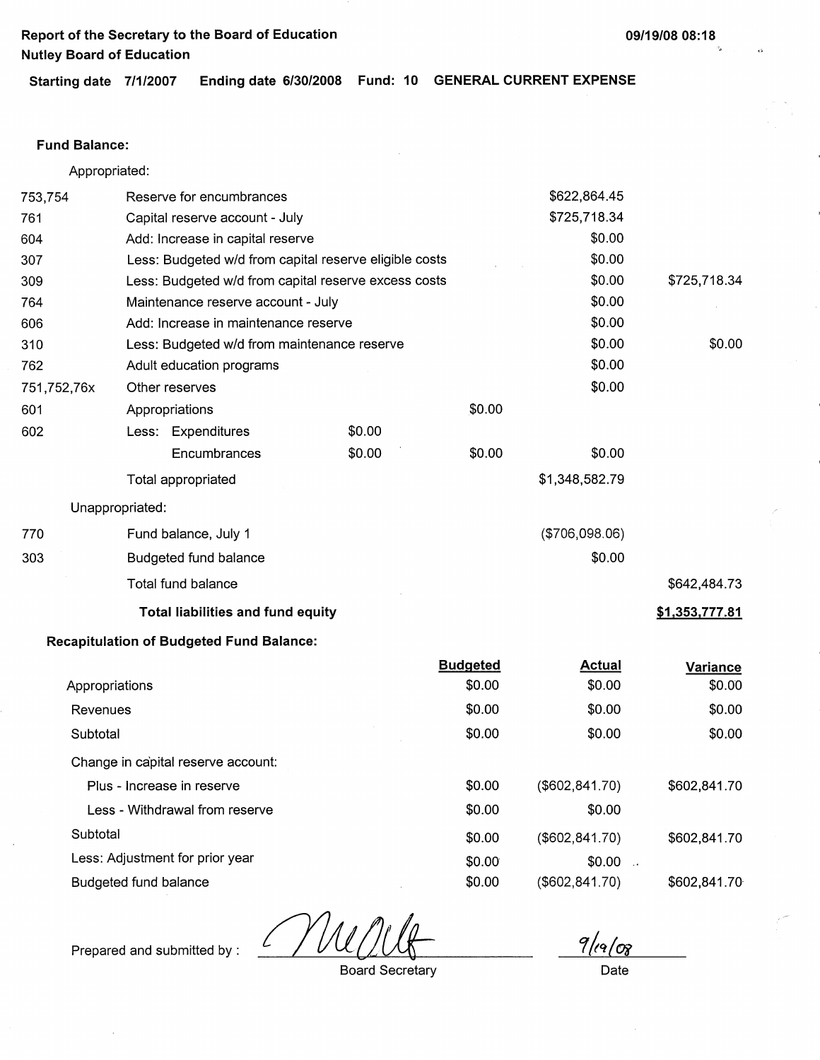**Report of the Secretary to the Board of Education**
**Nutley Board of Education**

**Starting date 7/1/2007 Ending date 6/30/2008 Fund: 10 GENERAL CURRENT EXPENSE**

**Fund Balance:**

Appropriated:

| Code | Description | | | | |
|---|---|---|---|---|---|
| 753,754 | Reserve for encumbrances | | | $622,864.45 | |
| 761 | Capital reserve account - July | | | $725,718.34 | |
| 604 | Add: Increase in capital reserve | | | $0.00 | |
| 307 | Less: Budgeted w/d from capital reserve eligible costs | | | $0.00 | |
| 309 | Less: Budgeted w/d from capital reserve excess costs | | | $0.00 | $725,718.34 |
| 764 | Maintenance reserve account - July | | | $0.00 | |
| 606 | Add: Increase in maintenance reserve | | | $0.00 | |
| 310 | Less: Budgeted w/d from maintenance reserve | | | $0.00 | $0.00 |
| 762 | Adult education programs | | | $0.00 | |
| 751,752,76x | Other reserves | | | $0.00 | |
| 601 | Appropriations | | $0.00 | | |
| 602 | Less: Expenditures | $0.00 | | | |
| | Encumbrances | $0.00 | $0.00 | $0.00 | |
| | Total appropriated | | | $1,348,582.79 | |

Unappropriated:

| Code | Description | | |
|---|---|---|---|
| 770 | Fund balance, July 1 | ($706,098.06) | |
| 303 | Budgeted fund balance | $0.00 | |
| | Total fund balance | | $642,484.73 |
| | **Total liabilities and fund equity** | | **$1,353,777.81** |

**Recapitulation of Budgeted Fund Balance:**

| | Budgeted | Actual | Variance |
|---|---|---|---|
| Appropriations | $0.00 | $0.00 | $0.00 |
| Revenues | $0.00 | $0.00 | $0.00 |
| Subtotal | $0.00 | $0.00 | $0.00 |
| Change in capital reserve account: | | | |
| Plus - Increase in reserve | $0.00 | ($602,841.70) | $602,841.70 |
| Less - Withdrawal from reserve | $0.00 | $0.00 | |
| Subtotal | $0.00 | ($602,841.70) | $602,841.70 |
| Less: Adjustment for prior year | $0.00 | $0.00 | |
| Budgeted fund balance | $0.00 | ($602,841.70) | $602,841.70 |

Prepared and submitted by : ____________________ Board Secretary

9/19/08
Date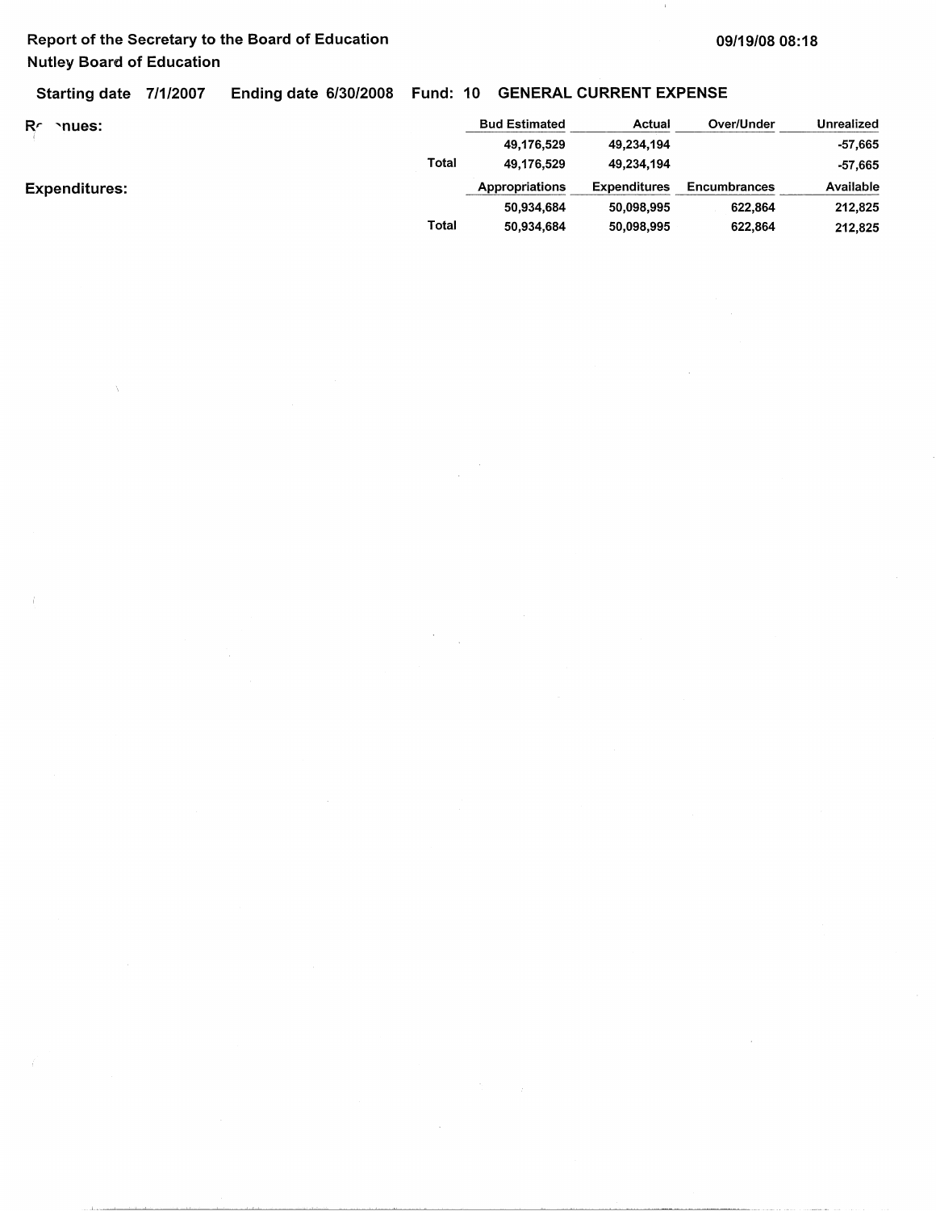Report of the Secretary to the Board of Education
Nutley Board of Education

09/19/08 08:18

Starting date 7/1/2007 Ending date 6/30/2008 Fund: 10 GENERAL CURRENT EXPENSE

| Revenues: | | Bud Estimated | Actual | Over/Under | Unrealized |
|---|---|---|---|---|---|
| | | 49,176,529 | 49,234,194 | | -57,665 |
| | Total | 49,176,529 | 49,234,194 | | -57,665 |
| **Expenditures:** | | **Appropriations** | **Expenditures** | **Encumbrances** | **Available** |
| | | 50,934,684 | 50,098,995 | 622,864 | 212,825 |
| | Total | 50,934,684 | 50,098,995 | 622,864 | 212,825 |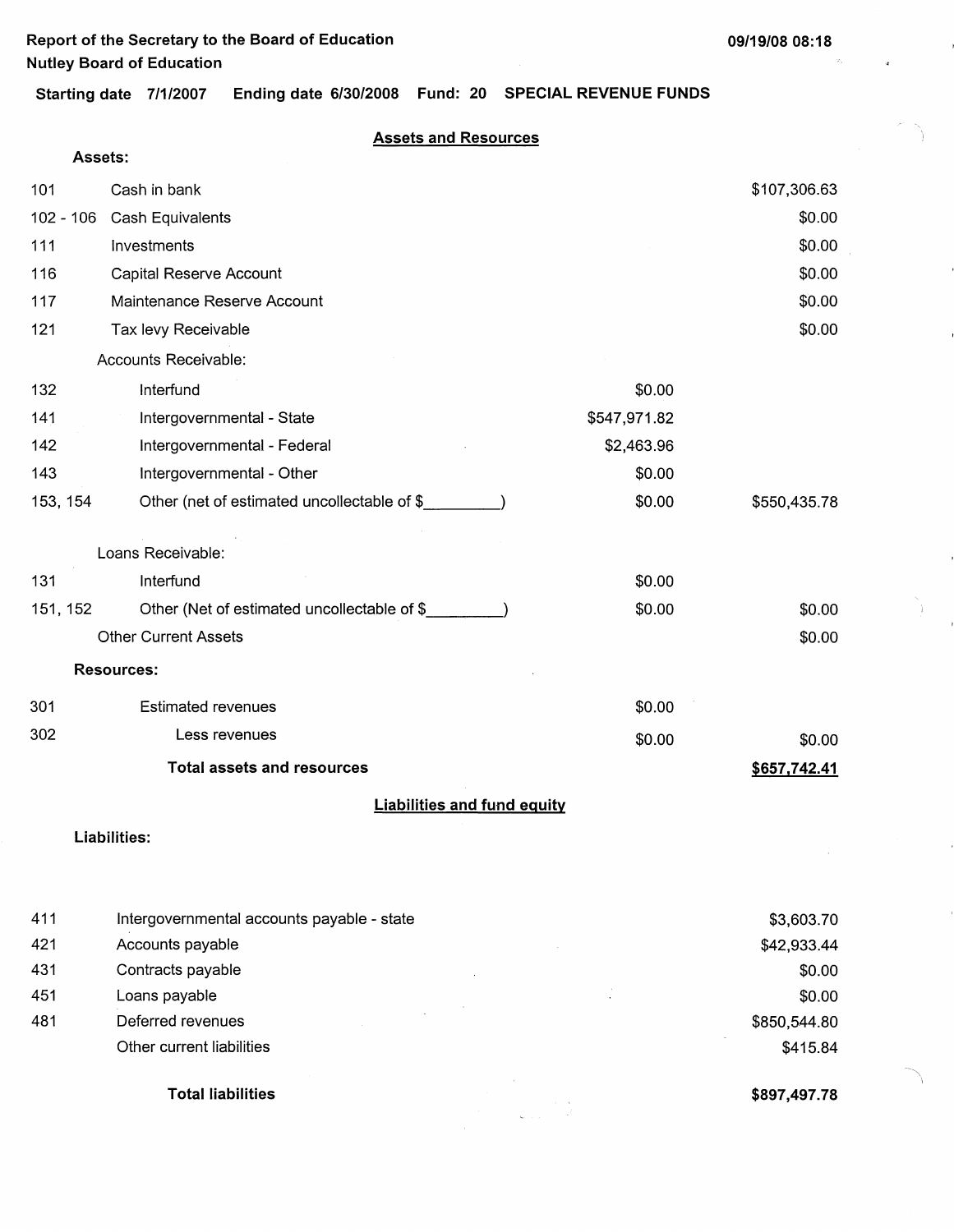**Report of the Secretary to the Board of Education**
**Nutley Board of Education**

09/19/08 08:18

**Starting date** 7/1/2007 **Ending date** 6/30/2008 **Fund: 20 SPECIAL REVENUE FUNDS**

## Assets and Resources

**Assets:**

| Code | Description | | |
|---|---|---|---|
| 101 | Cash in bank | | $107,306.63 |
| 102 - 106 | Cash Equivalents | | $0.00 |
| 111 | Investments | | $0.00 |
| 116 | Capital Reserve Account | | $0.00 |
| 117 | Maintenance Reserve Account | | $0.00 |
| 121 | Tax levy Receivable | | $0.00 |
| | Accounts Receivable: | | |
| 132 | Interfund | $0.00 | |
| 141 | Intergovernmental - State | $547,971.82 | |
| 142 | Intergovernmental - Federal | $2,463.96 | |
| 143 | Intergovernmental - Other | $0.00 | |
| 153, 154 | Other (net of estimated uncollectable of $_________) | $0.00 | $550,435.78 |
| | Loans Receivable: | | |
| 131 | Interfund | $0.00 | |
| 151, 152 | Other (Net of estimated uncollectable of $_________) | $0.00 | $0.00 |
| | Other Current Assets | | $0.00 |

**Resources:**

| Code | Description | | |
|---|---|---|---|
| 301 | Estimated revenues | $0.00 | |
| 302 | Less revenues | $0.00 | $0.00 |
| | **Total assets and resources** | | **$657,742.41** |

## Liabilities and fund equity

**Liabilities:**

| Code | Description | |
|---|---|---|
| 411 | Intergovernmental accounts payable - state | $3,603.70 |
| 421 | Accounts payable | $42,933.44 |
| 431 | Contracts payable | $0.00 |
| 451 | Loans payable | $0.00 |
| 481 | Deferred revenues | $850,544.80 |
| | Other current liabilities | $415.84 |
| | **Total liabilities** | **$897,497.78** |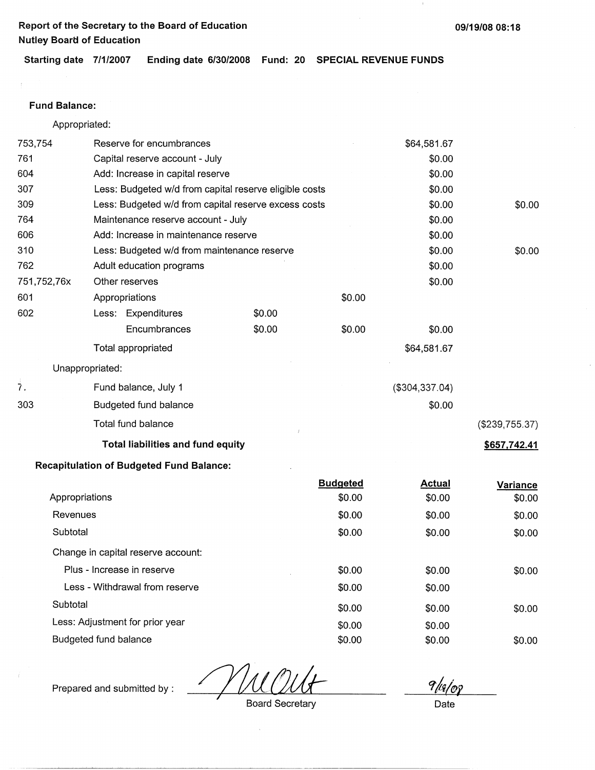**Report of the Secretary to the Board of Education**
**Nutley Board of Education**

09/19/08 08:18

**Starting date** 7/1/2007 **Ending date** 6/30/2008 **Fund:** 20 **SPECIAL REVENUE FUNDS**

**Fund Balance:**

Appropriated:

| | | | | | |
|---|---|---|---|---|---|
| 753,754 | Reserve for encumbrances | | | $64,581.67 | |
| 761 | Capital reserve account - July | | | $0.00 | |
| 604 | Add: Increase in capital reserve | | | $0.00 | |
| 307 | Less: Budgeted w/d from capital reserve eligible costs | | | $0.00 | |
| 309 | Less: Budgeted w/d from capital reserve excess costs | | | $0.00 | $0.00 |
| 764 | Maintenance reserve account - July | | | $0.00 | |
| 606 | Add: Increase in maintenance reserve | | | $0.00 | |
| 310 | Less: Budgeted w/d from maintenance reserve | | | $0.00 | $0.00 |
| 762 | Adult education programs | | | $0.00 | |
| 751,752,76x | Other reserves | | | $0.00 | |
| 601 | Appropriations | | $0.00 | | |
| 602 | Less: Expenditures | $0.00 | | | |
| | Encumbrances | $0.00 | $0.00 | $0.00 | |
| | Total appropriated | | | $64,581.67 | |

Unappropriated:

| | | | |
|---|---|---|---|
| 7. | Fund balance, July 1 | ($304,337.04) | |
| 303 | Budgeted fund balance | $0.00 | |
| | Total fund balance | | ($239,755.37) |
| | **Total liabilities and fund equity** | | **$657,742.41** |

**Recapitulation of Budgeted Fund Balance:**

| | Budgeted | Actual | Variance |
|---|---|---|---|
| Appropriations | $0.00 | $0.00 | $0.00 |
| Revenues | $0.00 | $0.00 | $0.00 |
| Subtotal | $0.00 | $0.00 | $0.00 |
| Change in capital reserve account: | | | |
| Plus - Increase in reserve | $0.00 | $0.00 | $0.00 |
| Less - Withdrawal from reserve | $0.00 | $0.00 | |
| Subtotal | $0.00 | $0.00 | $0.00 |
| Less: Adjustment for prior year | $0.00 | $0.00 | |
| Budgeted fund balance | $0.00 | $0.00 | $0.00 |

Prepared and submitted by : *[signature]* Board Secretary

9/18/08
Date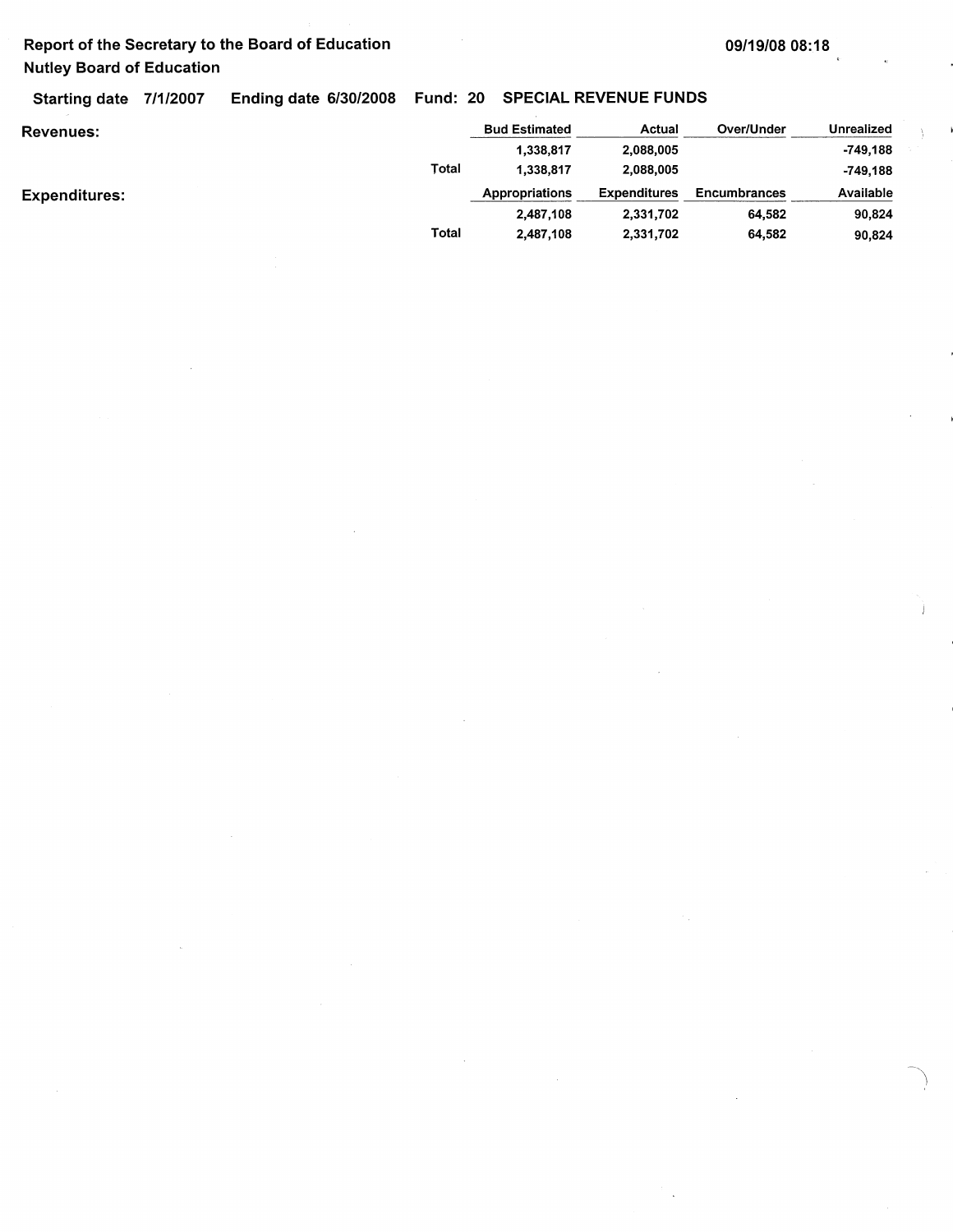**Report of the Secretary to the Board of Education**
**Nutley Board of Education**

09/19/08 08:18

**Starting date** 7/1/2007 **Ending date** 6/30/2008 **Fund:** 20 **SPECIAL REVENUE FUNDS**

**Revenues:**

| | Bud Estimated | Actual | Over/Under | Unrealized |
|---|---|---|---|---|
| | 1,338,817 | 2,088,005 | | -749,188 |
| Total | 1,338,817 | 2,088,005 | | -749,188 |

**Expenditures:**

| | Appropriations | Expenditures | Encumbrances | Available |
|---|---|---|---|---|
| | 2,487,108 | 2,331,702 | 64,582 | 90,824 |
| Total | 2,487,108 | 2,331,702 | 64,582 | 90,824 |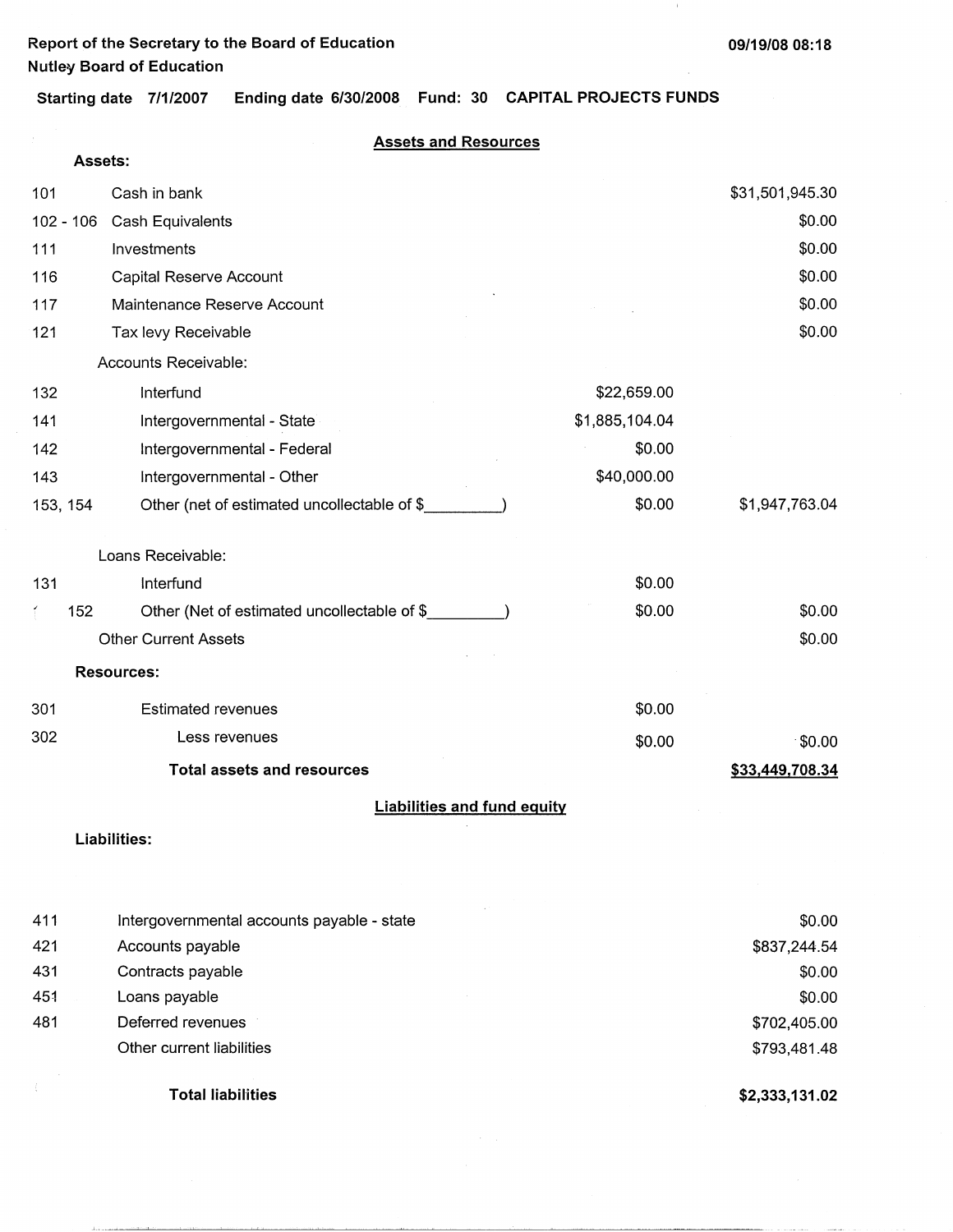**Report of the Secretary to the Board of Education**
**Nutley Board of Education**

09/19/08 08:18

**Starting date** 7/1/2007 **Ending date** 6/30/2008 **Fund:** 30 **CAPITAL PROJECTS FUNDS**

## Assets and Resources

**Assets:**

| Code | Description | | Amount |
|---|---|---|---|
| 101 | Cash in bank | | $31,501,945.30 |
| 102 - 106 | Cash Equivalents | | $0.00 |
| 111 | Investments | | $0.00 |
| 116 | Capital Reserve Account | | $0.00 |
| 117 | Maintenance Reserve Account | | $0.00 |
| 121 | Tax levy Receivable | | $0.00 |
| | Accounts Receivable: | | |
| 132 | Interfund | $22,659.00 | |
| 141 | Intergovernmental - State | $1,885,104.04 | |
| 142 | Intergovernmental - Federal | $0.00 | |
| 143 | Intergovernmental - Other | $40,000.00 | |
| 153, 154 | Other (net of estimated uncollectable of $_________) | $0.00 | $1,947,763.04 |
| | Loans Receivable: | | |
| 131 | Interfund | $0.00 | |
| 152 | Other (Net of estimated uncollectable of $_________) | $0.00 | $0.00 |
| | Other Current Assets | | $0.00 |
| | **Resources:** | | |
| 301 | Estimated revenues | $0.00 | |
| 302 | Less revenues | $0.00 | $0.00 |
| | **Total assets and resources** | | **$33,449,708.34** |

## Liabilities and fund equity

**Liabilities:**

| Code | Description | Amount |
|---|---|---|
| 411 | Intergovernmental accounts payable - state | $0.00 |
| 421 | Accounts payable | $837,244.54 |
| 431 | Contracts payable | $0.00 |
| 451 | Loans payable | $0.00 |
| 481 | Deferred revenues | $702,405.00 |
| | Other current liabilities | $793,481.48 |
| | **Total liabilities** | **$2,333,131.02** |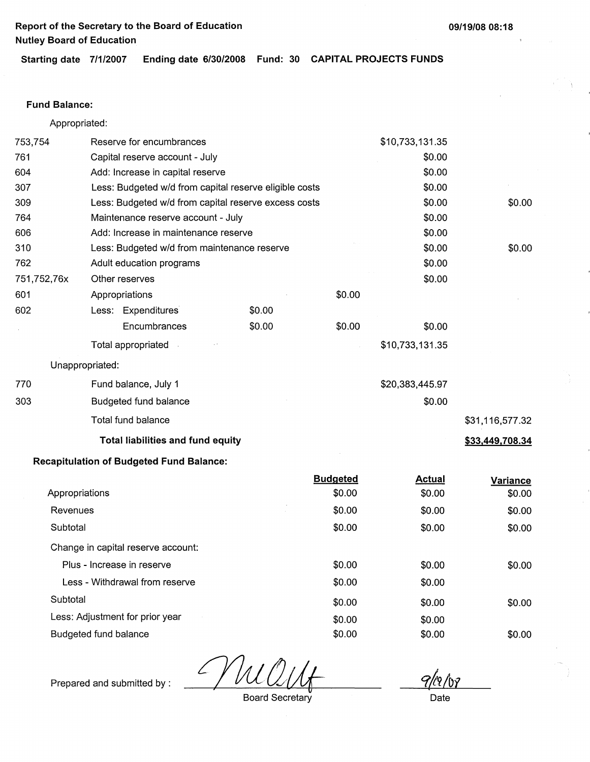**Report of the Secretary to the Board of Education**
**Nutley Board of Education**

09/19/08 08:18

**Starting date** 7/1/2007 **Ending date** 6/30/2008 **Fund:** 30 **CAPITAL PROJECTS FUNDS**

**Fund Balance:**

Appropriated:

| | | | | | |
|---|---|---|---|---|---|
| 753,754 | Reserve for encumbrances | | | $10,733,131.35 | |
| 761 | Capital reserve account - July | | | $0.00 | |
| 604 | Add: Increase in capital reserve | | | $0.00 | |
| 307 | Less: Budgeted w/d from capital reserve eligible costs | | | $0.00 | |
| 309 | Less: Budgeted w/d from capital reserve excess costs | | | $0.00 | $0.00 |
| 764 | Maintenance reserve account - July | | | $0.00 | |
| 606 | Add: Increase in maintenance reserve | | | $0.00 | |
| 310 | Less: Budgeted w/d from maintenance reserve | | | $0.00 | $0.00 |
| 762 | Adult education programs | | | $0.00 | |
| 751,752,76x | Other reserves | | | $0.00 | |
| 601 | Appropriations | | $0.00 | | |
| 602 | Less: Expenditures | $0.00 | | | |
| | Encumbrances | $0.00 | $0.00 | $0.00 | |
| | Total appropriated | | | $10,733,131.35 | |

Unappropriated:

| | | | |
|---|---|---|---|
| 770 | Fund balance, July 1 | $20,383,445.97 | |
| 303 | Budgeted fund balance | $0.00 | |
| | Total fund balance | | $31,116,577.32 |
| | **Total liabilities and fund equity** | | **$33,449,708.34** |

**Recapitulation of Budgeted Fund Balance:**

| | Budgeted | Actual | Variance |
|---|---|---|---|
| Appropriations | $0.00 | $0.00 | $0.00 |
| Revenues | $0.00 | $0.00 | $0.00 |
| Subtotal | $0.00 | $0.00 | $0.00 |
| Change in capital reserve account: | | | |
| Plus - Increase in reserve | $0.00 | $0.00 | $0.00 |
| Less - Withdrawal from reserve | $0.00 | $0.00 | |
| Subtotal | $0.00 | $0.00 | $0.00 |
| Less: Adjustment for prior year | $0.00 | $0.00 | |
| Budgeted fund balance | $0.00 | $0.00 | $0.00 |

Prepared and submitted by : [signature] Board Secretary    9/19/08 Date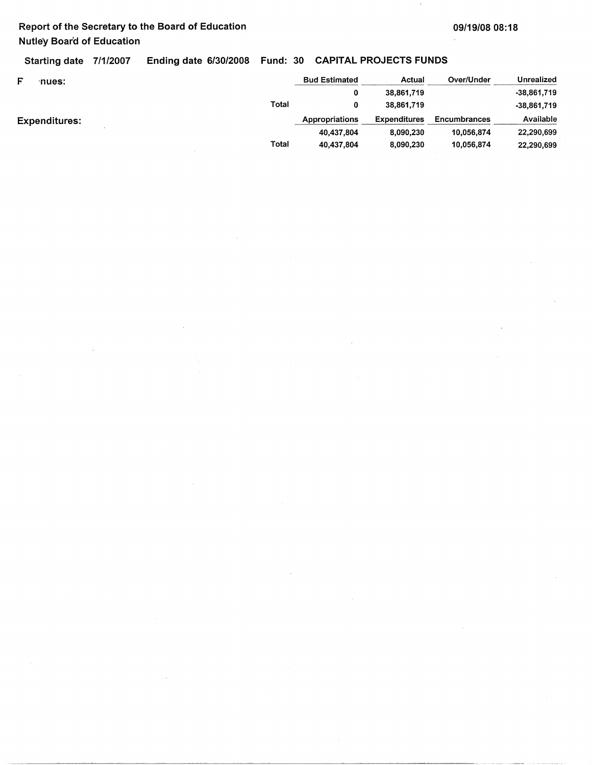Report of the Secretary to the Board of Education

Nutley Board of Education

Starting date 7/1/2007 Ending date 6/30/2008 Fund: 30 CAPITAL PROJECTS FUNDS

| F 'nues: | | Bud Estimated | Actual | Over/Under | Unrealized |
|---|---|---|---|---|---|
| | | 0 | 38,861,719 | | -38,861,719 |
| | Total | 0 | 38,861,719 | | -38,861,719 |
| **Expenditures:** | | Appropriations | Expenditures | Encumbrances | Available |
| | | 40,437,804 | 8,090,230 | 10,056,874 | 22,290,699 |
| | Total | 40,437,804 | 8,090,230 | 10,056,874 | 22,290,699 |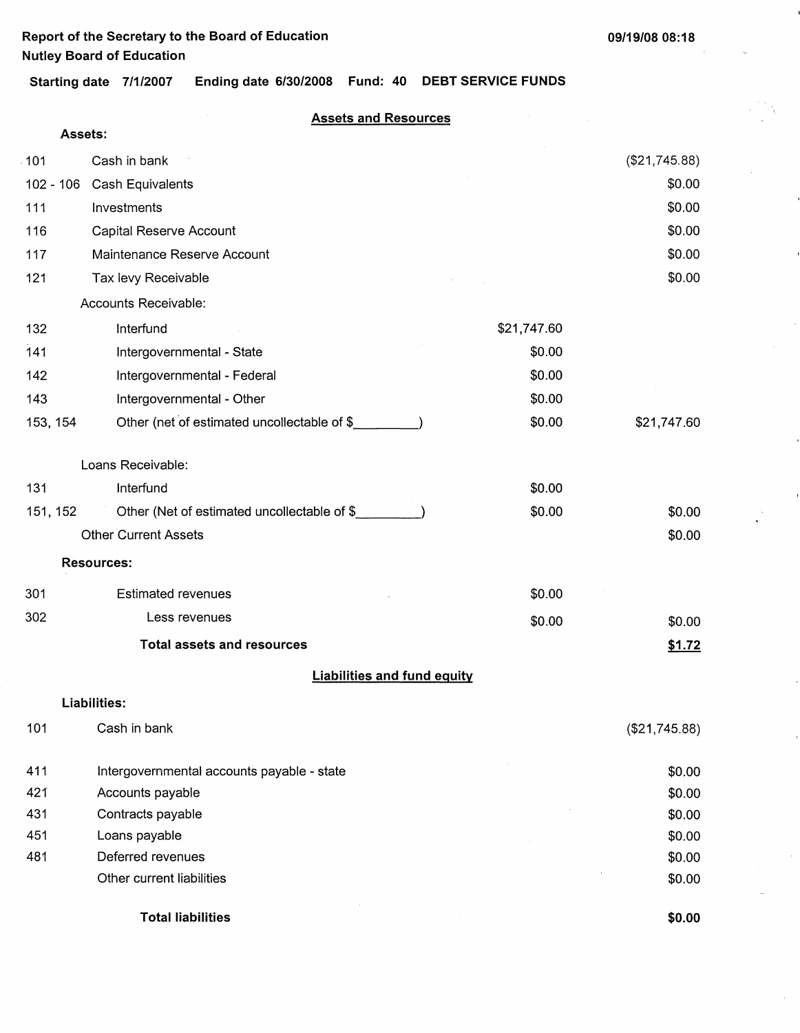**Report of the Secretary to the Board of Education**
**Nutley Board of Education**

09/19/08 08:18

**Starting date 7/1/2007 Ending date 6/30/2008 Fund: 40 DEBT SERVICE FUNDS**

## Assets and Resources

| | **Assets:** | | |
|---|---|---|---|
| 101 | Cash in bank | | ($21,745.88) |
| 102 - 106 | Cash Equivalents | | $0.00 |
| 111 | Investments | | $0.00 |
| 116 | Capital Reserve Account | | $0.00 |
| 117 | Maintenance Reserve Account | | $0.00 |
| 121 | Tax levy Receivable | | $0.00 |
| | Accounts Receivable: | | |
| 132 | Interfund | $21,747.60 | |
| 141 | Intergovernmental - State | $0.00 | |
| 142 | Intergovernmental - Federal | $0.00 | |
| 143 | Intergovernmental - Other | $0.00 | |
| 153, 154 | Other (net of estimated uncollectable of $_________) | $0.00 | $21,747.60 |
| | Loans Receivable: | | |
| 131 | Interfund | $0.00 | |
| 151, 152 | Other (Net of estimated uncollectable of $_________) | $0.00 | $0.00 |
| | Other Current Assets | | $0.00 |
| | **Resources:** | | |
| 301 | Estimated revenues | $0.00 | |
| 302 | Less revenues | $0.00 | $0.00 |
| | **Total assets and resources** | | **$1.72** |

## Liabilities and fund equity

| | **Liabilities:** | |
|---|---|---|
| 101 | Cash in bank | ($21,745.88) |
| 411 | Intergovernmental accounts payable - state | $0.00 |
| 421 | Accounts payable | $0.00 |
| 431 | Contracts payable | $0.00 |
| 451 | Loans payable | $0.00 |
| 481 | Deferred revenues | $0.00 |
| | Other current liabilities | $0.00 |
| | **Total liabilities** | **$0.00** |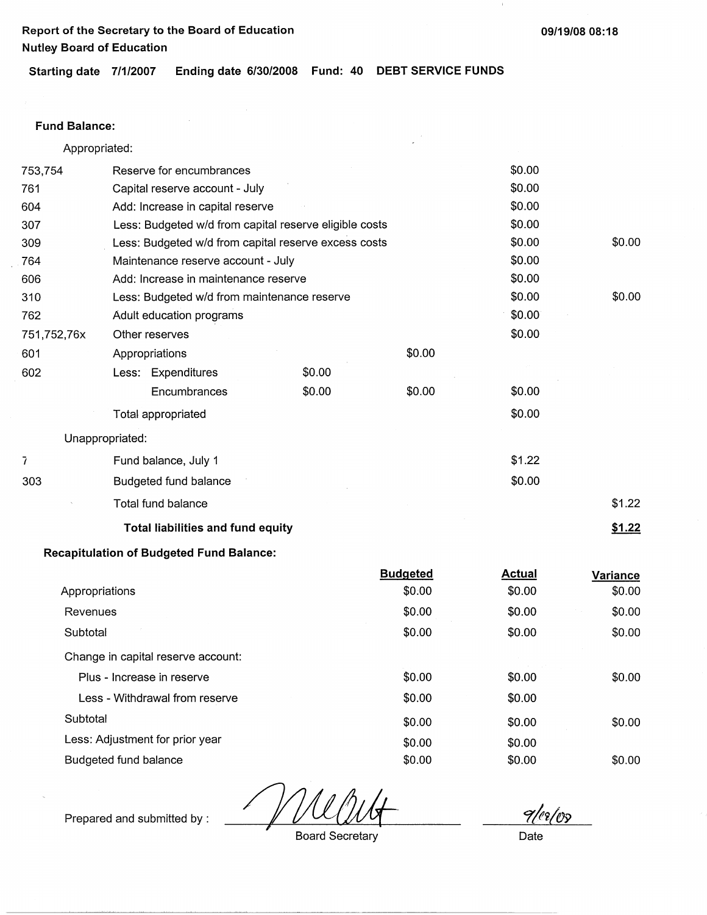Report of the Secretary to the Board of Education
Nutley Board of Education

09/19/08 08:18

**Starting date** 7/1/2007 **Ending date** 6/30/2008 **Fund:** 40 **DEBT SERVICE FUNDS**

**Fund Balance:**

Appropriated:

| | | | | | |
|---|---|---|---|---|---|
| 753,754 | Reserve for encumbrances | | | $0.00 | |
| 761 | Capital reserve account - July | | | $0.00 | |
| 604 | Add: Increase in capital reserve | | | $0.00 | |
| 307 | Less: Budgeted w/d from capital reserve eligible costs | | | $0.00 | |
| 309 | Less: Budgeted w/d from capital reserve excess costs | | | $0.00 | $0.00 |
| 764 | Maintenance reserve account - July | | | $0.00 | |
| 606 | Add: Increase in maintenance reserve | | | $0.00 | |
| 310 | Less: Budgeted w/d from maintenance reserve | | | $0.00 | $0.00 |
| 762 | Adult education programs | | | $0.00 | |
| 751,752,76x | Other reserves | | | $0.00 | |
| 601 | Appropriations | | $0.00 | | |
| 602 | Less: Expenditures | $0.00 | | | |
| | Encumbrances | $0.00 | $0.00 | $0.00 | |
| | Total appropriated | | | $0.00 | |

Unappropriated:

| | | | |
|---|---|---|---|
| 7 | Fund balance, July 1 | $1.22 | |
| 303 | Budgeted fund balance | $0.00 | |
| | Total fund balance | | $1.22 |
| | **Total liabilities and fund equity** | | **$1.22** |

**Recapitulation of Budgeted Fund Balance:**

| | Budgeted | Actual | Variance |
|---|---|---|---|
| Appropriations | $0.00 | $0.00 | $0.00 |
| Revenues | $0.00 | $0.00 | $0.00 |
| Subtotal | $0.00 | $0.00 | $0.00 |
| Change in capital reserve account: | | | |
| Plus - Increase in reserve | $0.00 | $0.00 | $0.00 |
| Less - Withdrawal from reserve | $0.00 | $0.00 | |
| Subtotal | $0.00 | $0.00 | $0.00 |
| Less: Adjustment for prior year | $0.00 | $0.00 | |
| Budgeted fund balance | $0.00 | $0.00 | $0.00 |

Prepared and submitted by : [signature] Board Secretary — Date: 9/19/08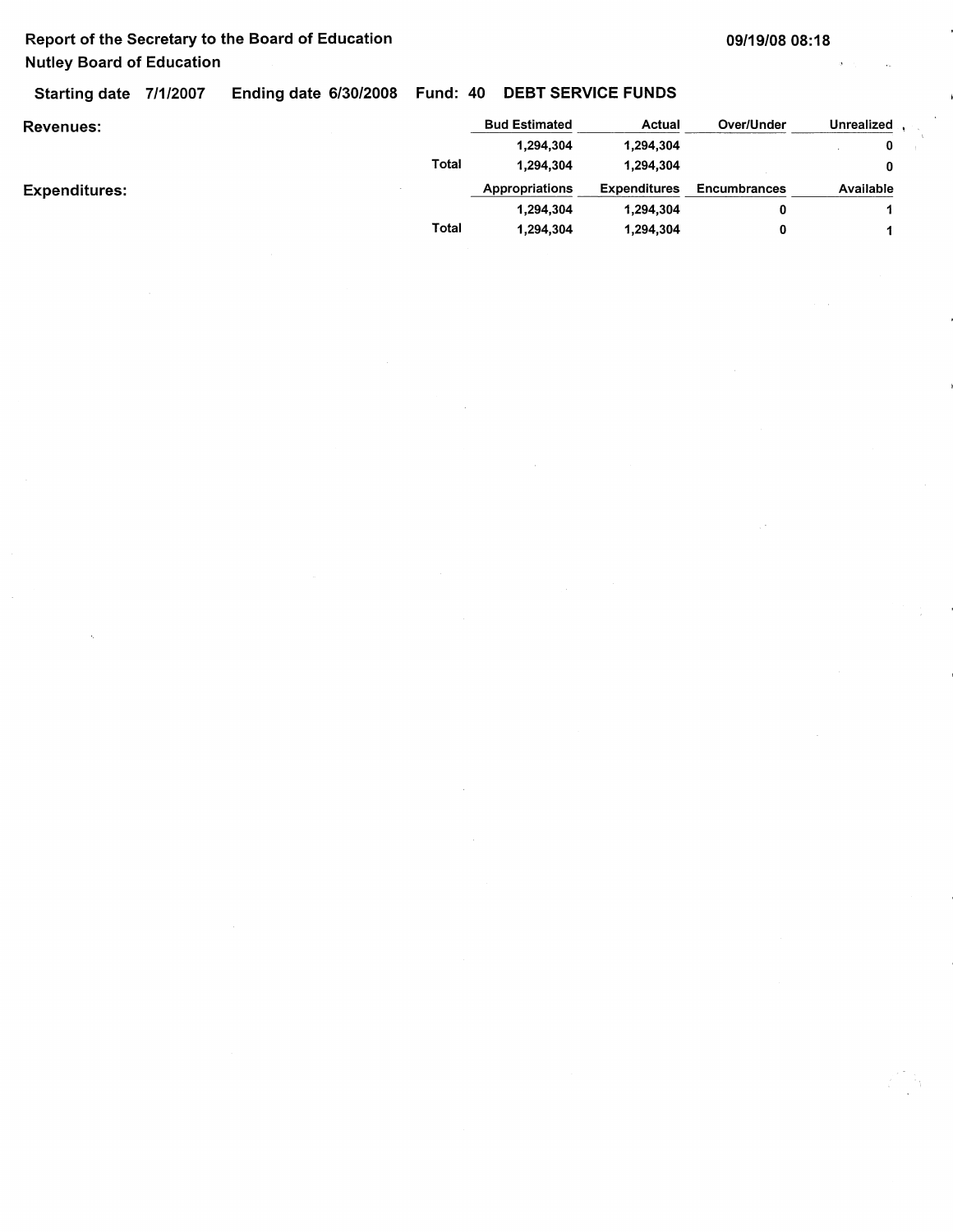**Report of the Secretary to the Board of Education**
**Nutley Board of Education**

09/19/08 08:18

**Starting date** 7/1/2007 **Ending date** 6/30/2008 **Fund: 40 DEBT SERVICE FUNDS**

| **Revenues:** | | Bud Estimated | Actual | Over/Under | Unrealized |
|---|---|---|---|---|---|
| | | 1,294,304 | 1,294,304 | | 0 |
| | Total | 1,294,304 | 1,294,304 | | 0 |

| **Expenditures:** | | Appropriations | Expenditures | Encumbrances | Available |
|---|---|---|---|---|---|
| | | 1,294,304 | 1,294,304 | 0 | 1 |
| | Total | 1,294,304 | 1,294,304 | 0 | 1 |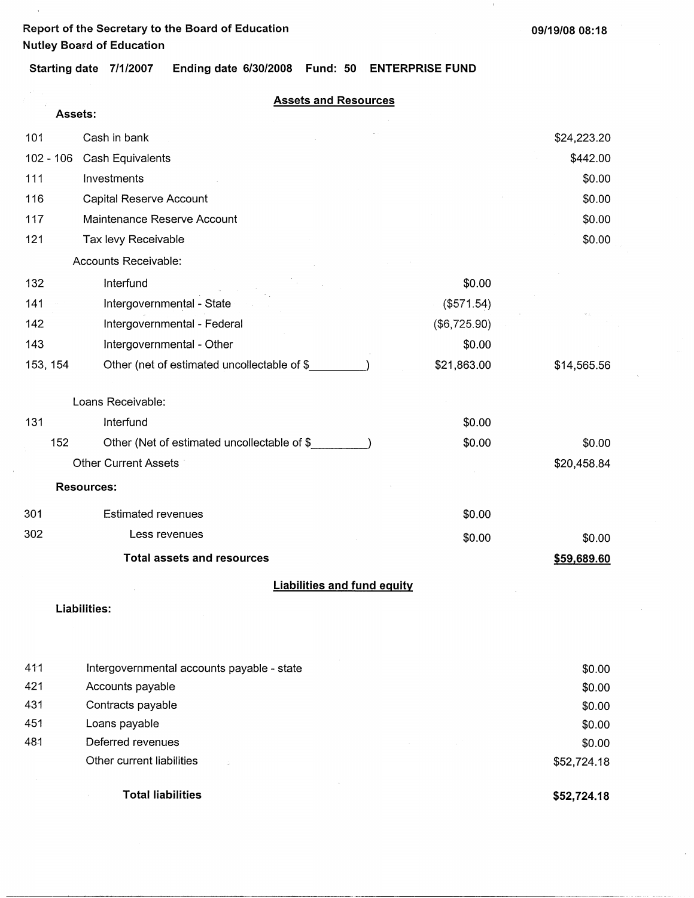Report of the Secretary to the Board of Education
Nutley Board of Education

09/19/08 08:18

Starting date 7/1/2007 Ending date 6/30/2008 Fund: 50 ENTERPRISE FUND

## Assets and Resources

**Assets:**

| | | | |
|---|---|---|---|
| 101 | Cash in bank | | $24,223.20 |
| 102 - 106 | Cash Equivalents | | $442.00 |
| 111 | Investments | | $0.00 |
| 116 | Capital Reserve Account | | $0.00 |
| 117 | Maintenance Reserve Account | | $0.00 |
| 121 | Tax levy Receivable | | $0.00 |
| | Accounts Receivable: | | |
| 132 | Interfund | $0.00 | |
| 141 | Intergovernmental - State | ($571.54) | |
| 142 | Intergovernmental - Federal | ($6,725.90) | |
| 143 | Intergovernmental - Other | $0.00 | |
| 153, 154 | Other (net of estimated uncollectable of $_________) | $21,863.00 | $14,565.56 |
| | Loans Receivable: | | |
| 131 | Interfund | $0.00 | |
| 152 | Other (Net of estimated uncollectable of $_________) | $0.00 | $0.00 |
| | Other Current Assets | | $20,458.84 |

**Resources:**

| | | | |
|---|---|---|---|
| 301 | Estimated revenues | $0.00 | |
| 302 | Less revenues | $0.00 | $0.00 |
| | **Total assets and resources** | | **$59,689.60** |

## Liabilities and fund equity

**Liabilities:**

| | | |
|---|---|---|
| 411 | Intergovernmental accounts payable - state | $0.00 |
| 421 | Accounts payable | $0.00 |
| 431 | Contracts payable | $0.00 |
| 451 | Loans payable | $0.00 |
| 481 | Deferred revenues | $0.00 |
| | Other current liabilities | $52,724.18 |
| | **Total liabilities** | **$52,724.18** |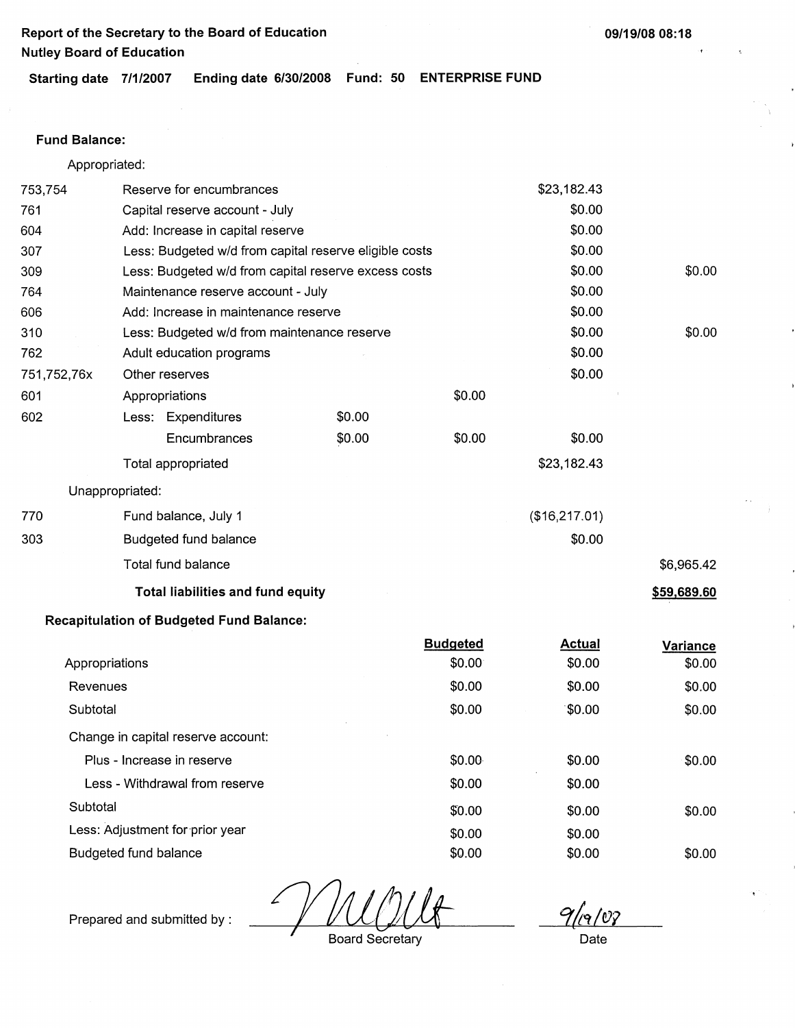**Report of the Secretary to the Board of Education**
**Nutley Board of Education**

09/19/08 08:18

**Starting date 7/1/2007 Ending date 6/30/2008 Fund: 50 ENTERPRISE FUND**

**Fund Balance:**

Appropriated:

| | | | | | |
|---|---|---|---|---|---|
| 753,754 | Reserve for encumbrances | | | $23,182.43 | |
| 761 | Capital reserve account - July | | | $0.00 | |
| 604 | Add: Increase in capital reserve | | | $0.00 | |
| 307 | Less: Budgeted w/d from capital reserve eligible costs | | | $0.00 | |
| 309 | Less: Budgeted w/d from capital reserve excess costs | | | $0.00 | $0.00 |
| 764 | Maintenance reserve account - July | | | $0.00 | |
| 606 | Add: Increase in maintenance reserve | | | $0.00 | |
| 310 | Less: Budgeted w/d from maintenance reserve | | | $0.00 | $0.00 |
| 762 | Adult education programs | | | $0.00 | |
| 751,752,76x | Other reserves | | | $0.00 | |
| 601 | Appropriations | | $0.00 | | |
| 602 | Less: Expenditures | $0.00 | | | |
| | Encumbrances | $0.00 | $0.00 | $0.00 | |
| | Total appropriated | | | $23,182.43 | |

Unappropriated:

| | | | |
|---|---|---|---|
| 770 | Fund balance, July 1 | ($16,217.01) | |
| 303 | Budgeted fund balance | $0.00 | |
| | Total fund balance | | $6,965.42 |
| | **Total liabilities and fund equity** | | **$59,689.60** |

**Recapitulation of Budgeted Fund Balance:**

| | Budgeted | Actual | Variance |
|---|---|---|---|
| Appropriations | $0.00 | $0.00 | $0.00 |
| Revenues | $0.00 | $0.00 | $0.00 |
| Subtotal | $0.00 | $0.00 | $0.00 |
| Change in capital reserve account: | | | |
| Plus - Increase in reserve | $0.00 | $0.00 | $0.00 |
| Less - Withdrawal from reserve | $0.00 | $0.00 | |
| Subtotal | $0.00 | $0.00 | $0.00 |
| Less: Adjustment for prior year | $0.00 | $0.00 | |
| Budgeted fund balance | $0.00 | $0.00 | $0.00 |

Prepared and submitted by : [signature] Board Secretary 9/19/08 Date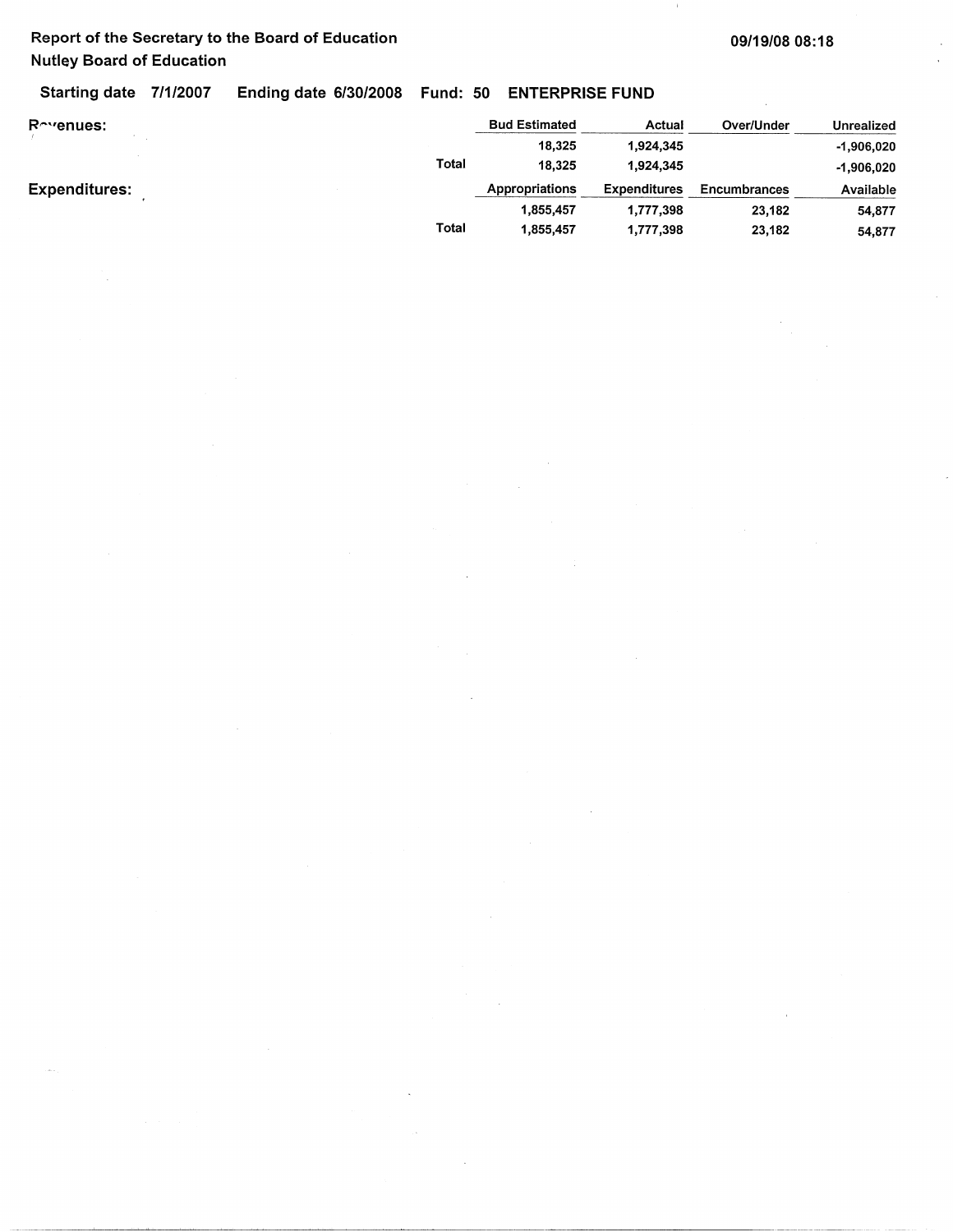Report of the Secretary to the Board of Education
Nutley Board of Education

09/19/08 08:18

**Starting date** 7/1/2007 **Ending date** 6/30/2008 **Fund:** 50 **ENTERPRISE FUND**

**Revenues:**

| | | Bud Estimated | Actual | Over/Under | Unrealized |
|---|---|---|---|---|---|
| | | 18,325 | 1,924,345 | | -1,906,020 |
| | Total | 18,325 | 1,924,345 | | -1,906,020 |

**Expenditures:**

| | | Appropriations | Expenditures | Encumbrances | Available |
|---|---|---|---|---|---|
| | | 1,855,457 | 1,777,398 | 23,182 | 54,877 |
| | Total | 1,855,457 | 1,777,398 | 23,182 | 54,877 |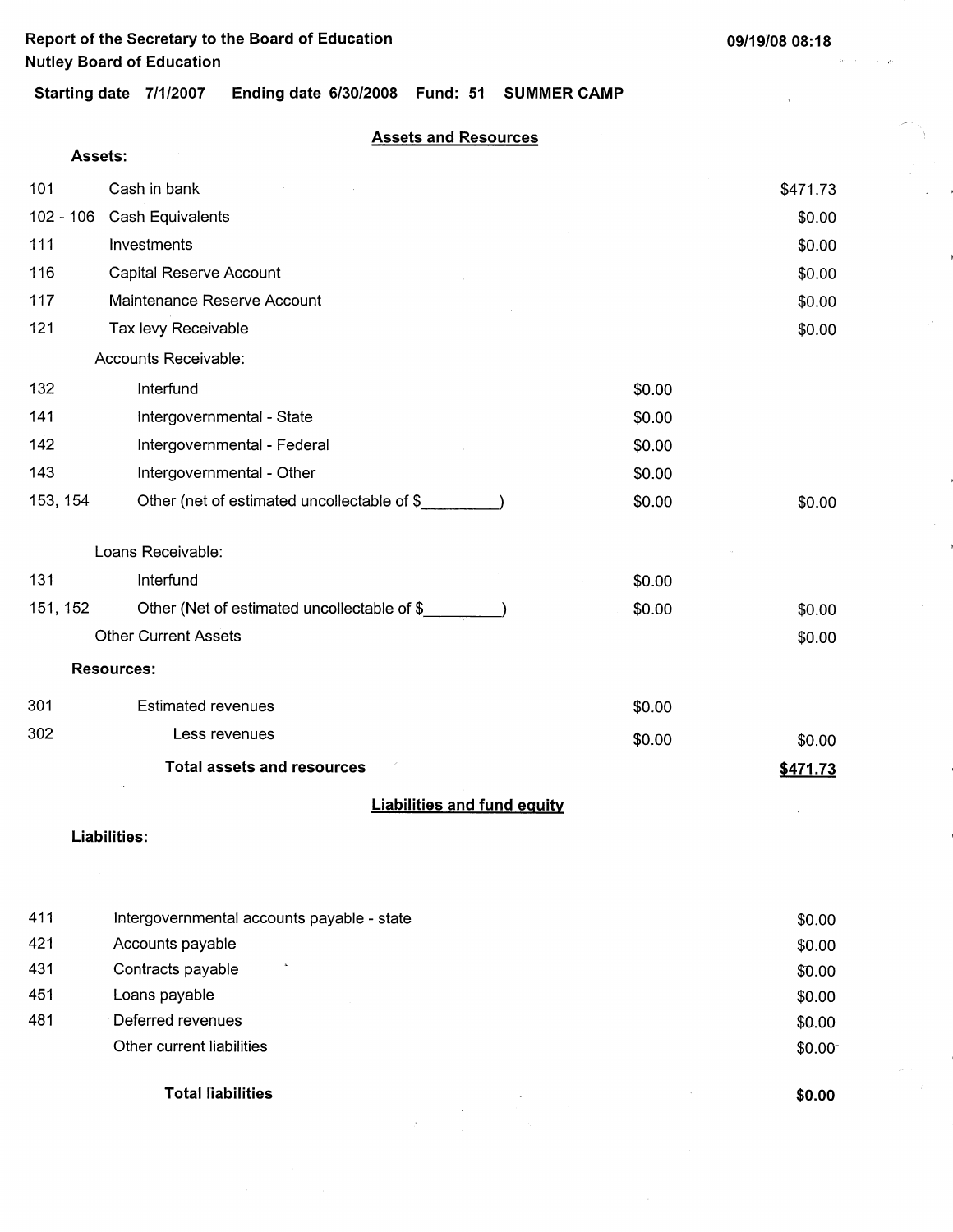Report of the Secretary to the Board of Education
Nutley Board of Education

09/19/08 08:18

**Starting date** 7/1/2007 **Ending date** 6/30/2008 **Fund:** 51 **SUMMER CAMP**

## Assets and Resources

**Assets:**

| Code | Description | | Amount |
|---|---|---|---|
| 101 | Cash in bank | | $471.73 |
| 102 - 106 | Cash Equivalents | | $0.00 |
| 111 | Investments | | $0.00 |
| 116 | Capital Reserve Account | | $0.00 |
| 117 | Maintenance Reserve Account | | $0.00 |
| 121 | Tax levy Receivable | | $0.00 |
| | Accounts Receivable: | | |
| 132 | Interfund | $0.00 | |
| 141 | Intergovernmental - State | $0.00 | |
| 142 | Intergovernmental - Federal | $0.00 | |
| 143 | Intergovernmental - Other | $0.00 | |
| 153, 154 | Other (net of estimated uncollectable of $_________) | $0.00 | $0.00 |
| | Loans Receivable: | | |
| 131 | Interfund | $0.00 | |
| 151, 152 | Other (Net of estimated uncollectable of $_________) | $0.00 | $0.00 |
| | Other Current Assets | | $0.00 |
| | **Resources:** | | |
| 301 | Estimated revenues | $0.00 | |
| 302 | Less revenues | $0.00 | $0.00 |
| | **Total assets and resources** | | **$471.73** |

## Liabilities and fund equity

**Liabilities:**

| Code | Description | Amount |
|---|---|---|
| 411 | Intergovernmental accounts payable - state | $0.00 |
| 421 | Accounts payable | $0.00 |
| 431 | Contracts payable | $0.00 |
| 451 | Loans payable | $0.00 |
| 481 | Deferred revenues | $0.00 |
| | Other current liabilities | $0.00 |
| | **Total liabilities** | **$0.00** |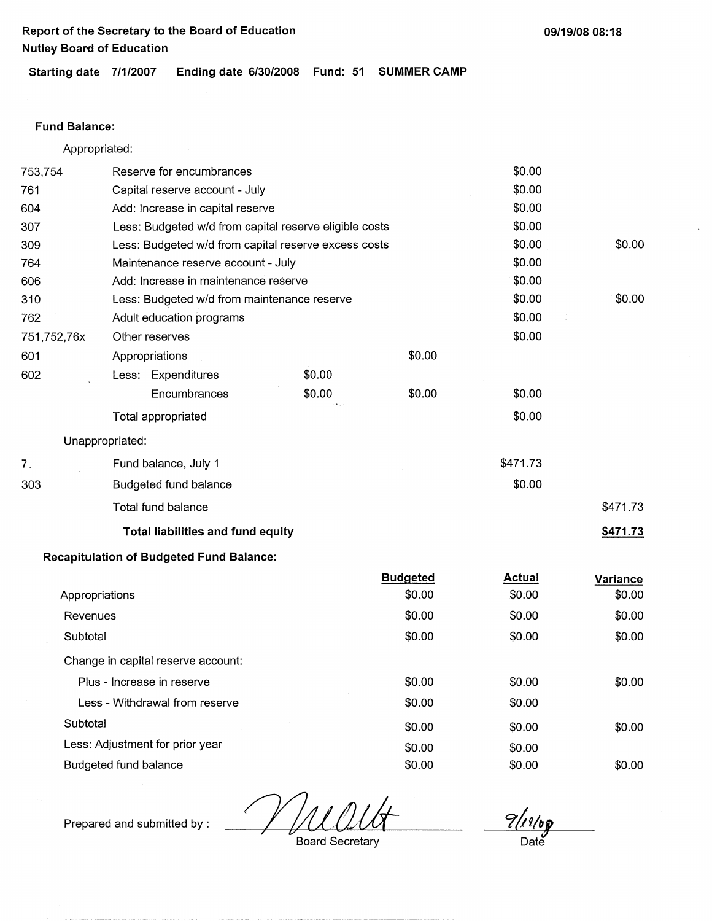**Report of the Secretary to the Board of Education**
**Nutley Board of Education**

**Starting date** 7/1/2007 **Ending date** 6/30/2008 **Fund:** 51 **SUMMER CAMP**

**Fund Balance:**

Appropriated:

| | | | | | |
|---|---|---|---|---|---|
| 753,754 | Reserve for encumbrances | | | $0.00 | |
| 761 | Capital reserve account - July | | | $0.00 | |
| 604 | Add: Increase in capital reserve | | | $0.00 | |
| 307 | Less: Budgeted w/d from capital reserve eligible costs | | | $0.00 | |
| 309 | Less: Budgeted w/d from capital reserve excess costs | | | $0.00 | $0.00 |
| 764 | Maintenance reserve account - July | | | $0.00 | |
| 606 | Add: Increase in maintenance reserve | | | $0.00 | |
| 310 | Less: Budgeted w/d from maintenance reserve | | | $0.00 | $0.00 |
| 762 | Adult education programs | | | $0.00 | |
| 751,752,76x | Other reserves | | | $0.00 | |
| 601 | Appropriations | | $0.00 | | |
| 602 | Less: Expenditures | $0.00 | | | |
| | Encumbrances | $0.00 | $0.00 | $0.00 | |
| | Total appropriated | | | $0.00 | |

Unappropriated:

| | | | |
|---|---|---|---|
| 7. | Fund balance, July 1 | $471.73 | |
| 303 | Budgeted fund balance | $0.00 | |
| | Total fund balance | | $471.73 |
| | **Total liabilities and fund equity** | | **$471.73** |

**Recapitulation of Budgeted Fund Balance:**

| | Budgeted | Actual | Variance |
|---|---|---|---|
| Appropriations | $0.00 | $0.00 | $0.00 |
| Revenues | $0.00 | $0.00 | $0.00 |
| Subtotal | $0.00 | $0.00 | $0.00 |
| Change in capital reserve account: | | | |
| Plus - Increase in reserve | $0.00 | $0.00 | $0.00 |
| Less - Withdrawal from reserve | $0.00 | $0.00 | |
| Subtotal | $0.00 | $0.00 | $0.00 |
| Less: Adjustment for prior year | $0.00 | $0.00 | |
| Budgeted fund balance | $0.00 | $0.00 | $0.00 |

Prepared and submitted by : _______________ Board Secretary    9/19/08 Date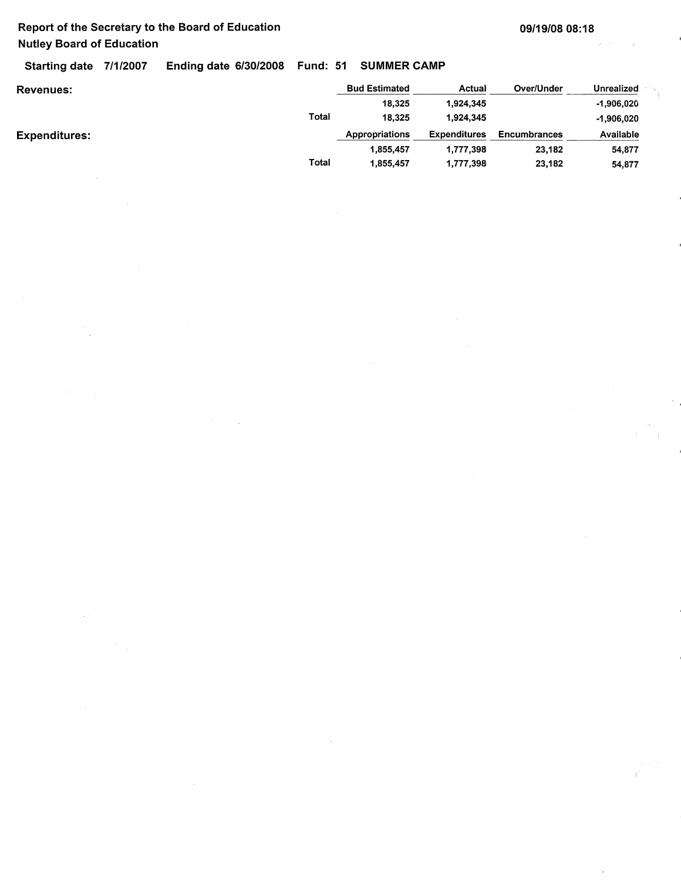**Report of the Secretary to the Board of Education**
**Nutley Board of Education**

09/19/08 08:18

**Starting date 7/1/2007 Ending date 6/30/2008 Fund: 51 SUMMER CAMP**

**Revenues:**

| | Bud Estimated | Actual | Over/Under | Unrealized |
|---|---|---|---|---|
| | 18,325 | 1,924,345 | | -1,906,020 |
| Total | 18,325 | 1,924,345 | | -1,906,020 |

**Expenditures:**

| | Appropriations | Expenditures | Encumbrances | Available |
|---|---|---|---|---|
| | 1,855,457 | 1,777,398 | 23,182 | 54,877 |
| Total | 1,855,457 | 1,777,398 | 23,182 | 54,877 |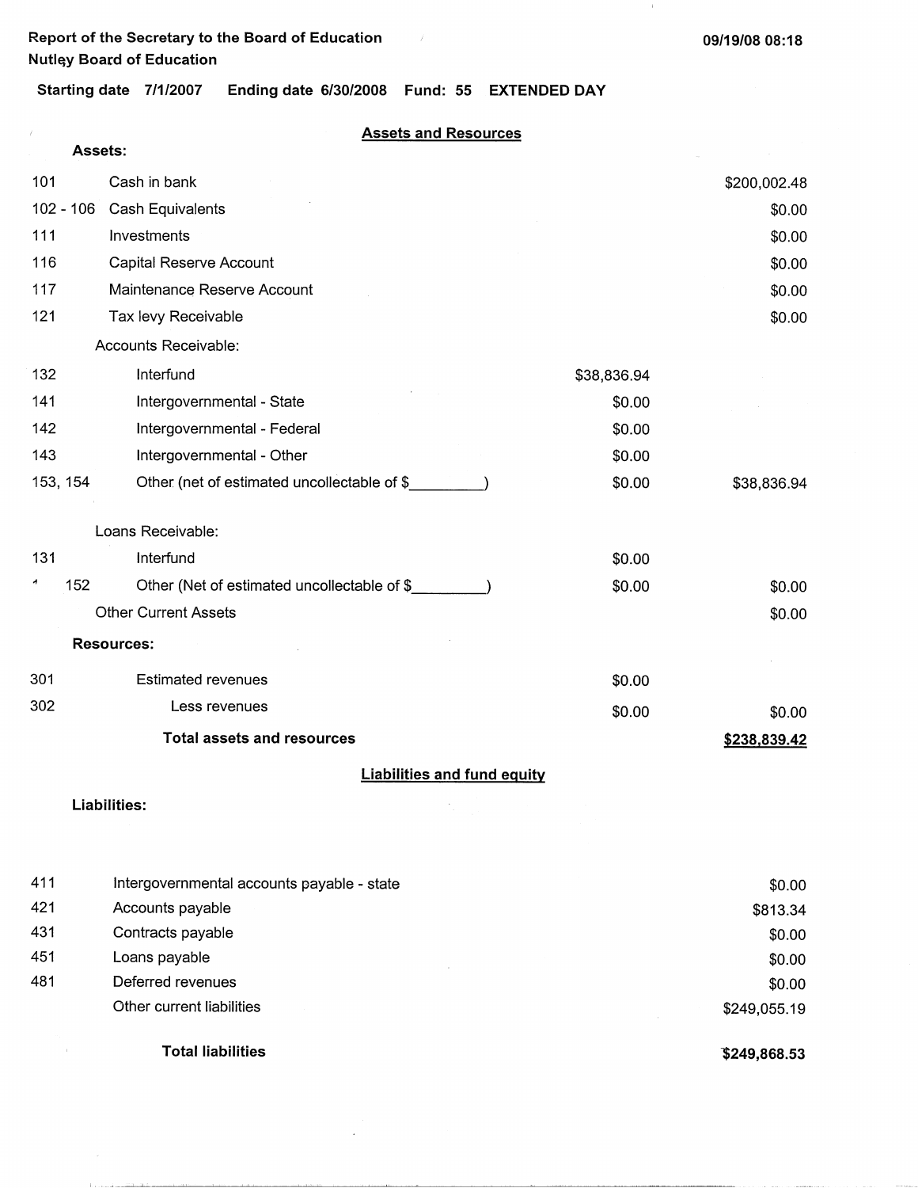Report of the Secretary to the Board of Education
Nutley Board of Education

09/19/08 08:18

Starting date 7/1/2007 Ending date 6/30/2008 Fund: 55 EXTENDED DAY

## Assets and Resources

**Assets:**

| | | | |
|---|---|---|---|
| 101 | Cash in bank | | $200,002.48 |
| 102 - 106 | Cash Equivalents | | $0.00 |
| 111 | Investments | | $0.00 |
| 116 | Capital Reserve Account | | $0.00 |
| 117 | Maintenance Reserve Account | | $0.00 |
| 121 | Tax levy Receivable | | $0.00 |
| | Accounts Receivable: | | |
| 132 | Interfund | $38,836.94 | |
| 141 | Intergovernmental - State | $0.00 | |
| 142 | Intergovernmental - Federal | $0.00 | |
| 143 | Intergovernmental - Other | $0.00 | |
| 153, 154 | Other (net of estimated uncollectable of $_________) | $0.00 | $38,836.94 |
| | Loans Receivable: | | |
| 131 | Interfund | $0.00 | |
| 152 | Other (Net of estimated uncollectable of $_________) | $0.00 | $0.00 |
| | Other Current Assets | | $0.00 |

**Resources:**

| | | | |
|---|---|---|---|
| 301 | Estimated revenues | $0.00 | |
| 302 | Less revenues | $0.00 | $0.00 |
| | **Total assets and resources** | | **$238,839.42** |

## Liabilities and fund equity

**Liabilities:**

| | | |
|---|---|---|
| 411 | Intergovernmental accounts payable - state | $0.00 |
| 421 | Accounts payable | $813.34 |
| 431 | Contracts payable | $0.00 |
| 451 | Loans payable | $0.00 |
| 481 | Deferred revenues | $0.00 |
| | Other current liabilities | $249,055.19 |
| | **Total liabilities** | **$249,868.53** |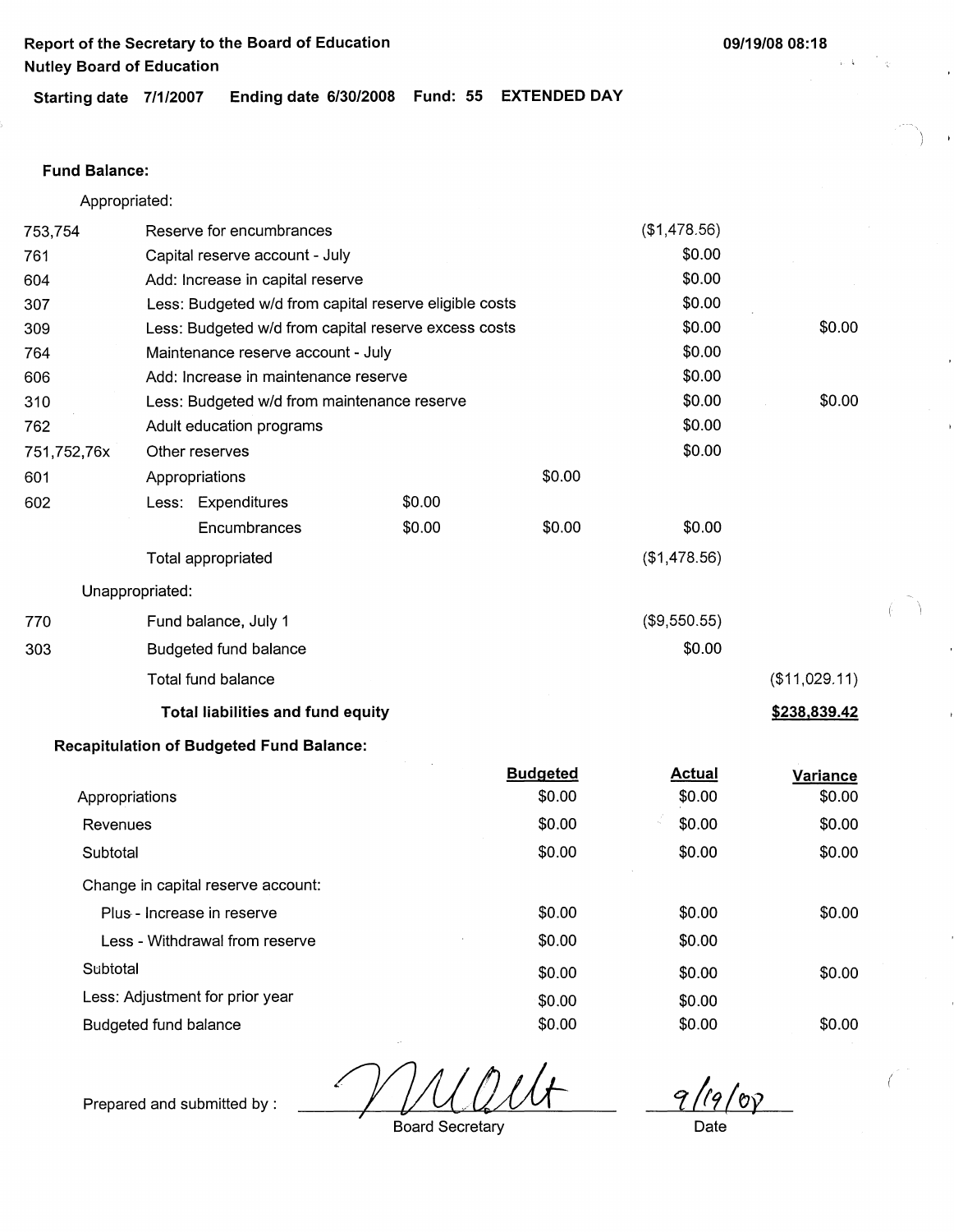**Report of the Secretary to the Board of Education**
**Nutley Board of Education**

**Starting date 7/1/2007 Ending date 6/30/2008 Fund: 55 EXTENDED DAY**

**Fund Balance:**

| | | | | | |
|---|---|---|---|---|---|
| | Appropriated: | | | | |
| 753,754 | Reserve for encumbrances | | | ($1,478.56) | |
| 761 | Capital reserve account - July | | | $0.00 | |
| 604 | Add: Increase in capital reserve | | | $0.00 | |
| 307 | Less: Budgeted w/d from capital reserve eligible costs | | | $0.00 | |
| 309 | Less: Budgeted w/d from capital reserve excess costs | | | $0.00 | $0.00 |
| 764 | Maintenance reserve account - July | | | $0.00 | |
| 606 | Add: Increase in maintenance reserve | | | $0.00 | |
| 310 | Less: Budgeted w/d from maintenance reserve | | | $0.00 | $0.00 |
| 762 | Adult education programs | | | $0.00 | |
| 751,752,76x | Other reserves | | | $0.00 | |
| 601 | Appropriations | | $0.00 | | |
| 602 | Less: Expenditures | $0.00 | | | |
| | Encumbrances | $0.00 | $0.00 | $0.00 | |
| | Total appropriated | | | ($1,478.56) | |
| | Unappropriated: | | | | |
| 770 | Fund balance, July 1 | | | ($9,550.55) | |
| 303 | Budgeted fund balance | | | $0.00 | |
| | Total fund balance | | | | ($11,029.11) |
| | **Total liabilities and fund equity** | | | | **$238,839.42** |

**Recapitulation of Budgeted Fund Balance:**

| | Budgeted | Actual | Variance |
|---|---|---|---|
| Appropriations | $0.00 | $0.00 | $0.00 |
| Revenues | $0.00 | $0.00 | $0.00 |
| Subtotal | $0.00 | $0.00 | $0.00 |
| Change in capital reserve account: | | | |
| Plus - Increase in reserve | $0.00 | $0.00 | $0.00 |
| Less - Withdrawal from reserve | $0.00 | $0.00 | |
| Subtotal | $0.00 | $0.00 | $0.00 |
| Less: Adjustment for prior year | $0.00 | $0.00 | |
| Budgeted fund balance | $0.00 | $0.00 | $0.00 |

Prepared and submitted by : _[signature]_ 9/19/08

Board Secretary Date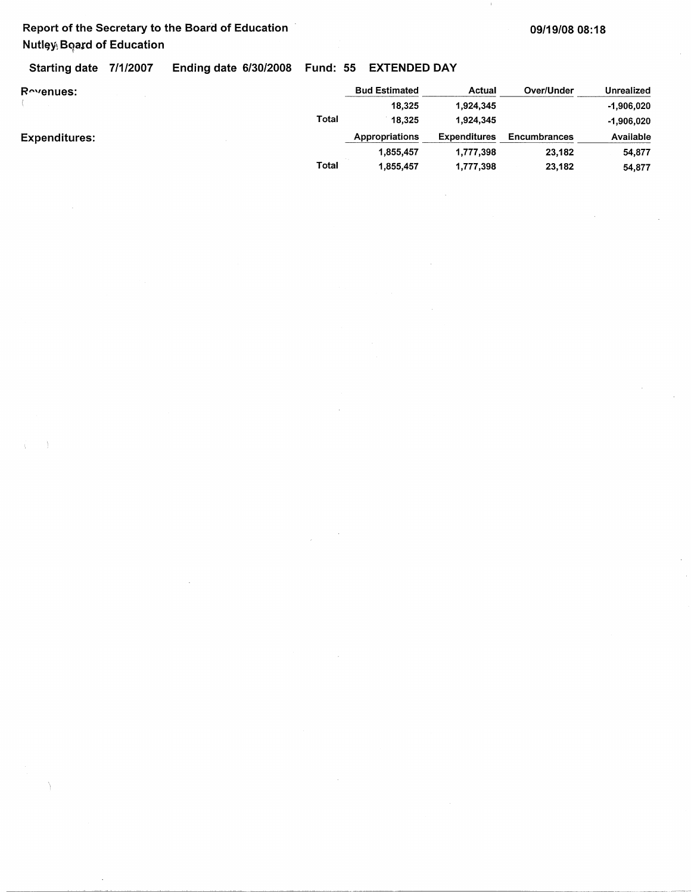Report of the Secretary to the Board of Education

Nutley Board of Education

09/19/08 08:18

Starting date 7/1/2007 Ending date 6/30/2008 Fund: 55 EXTENDED DAY

| Revenues: | | Bud Estimated | Actual | Over/Under | Unrealized |
|---|---|---|---|---|---|
| | | 18,325 | 1,924,345 | | -1,906,020 |
| | Total | 18,325 | 1,924,345 | | -1,906,020 |
| **Expenditures:** | | **Appropriations** | **Expenditures** | **Encumbrances** | **Available** |
| | | 1,855,457 | 1,777,398 | 23,182 | 54,877 |
| | Total | 1,855,457 | 1,777,398 | 23,182 | 54,877 |